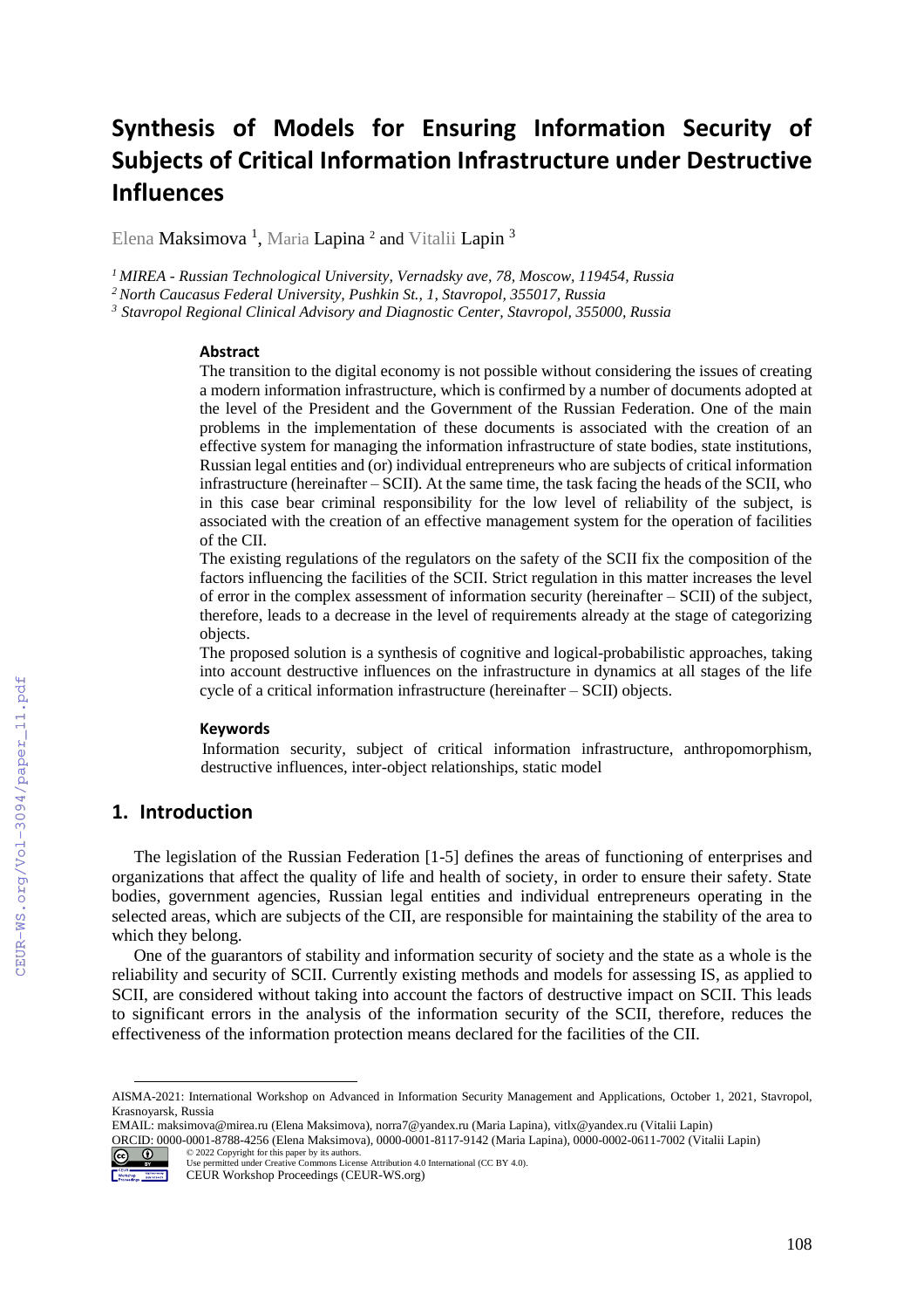# Synthesis of Models for Ensuring Information Security of Subjects of Critical Information Infrastructure under Destructive Influences

Elena Maksimova [1], Maria Lapina [2] and Vitalii Lapin [3]

[1] *MIREA - Russian Technological University, Vernadsky ave, 78, Moscow, 119454, Russia*
[2] *North Caucasus Federal University, Pushkin St., 1, Stavropol, 355017, Russia*
[3] *Stavropol Regional Clinical Advisory and Diagnostic Center, Stavropol, 355000, Russia*

### Abstract

The transition to the digital economy is not possible without considering the issues of creating a modern information infrastructure, which is confirmed by a number of documents adopted at the level of the President and the Government of the Russian Federation. One of the main problems in the implementation of these documents is associated with the creation of an effective system for managing the information infrastructure of state bodies, state institutions, Russian legal entities and (or) individual entrepreneurs who are subjects of critical information infrastructure (hereinafter – SCII). At the same time, the task facing the heads of the SCII, who in this case bear criminal responsibility for the low level of reliability of the subject, is associated with the creation of an effective management system for the operation of facilities of the CII.

The existing regulations of the regulators on the safety of the SCII fix the composition of the factors influencing the facilities of the SCII. Strict regulation in this matter increases the level of error in the complex assessment of information security (hereinafter – SCII) of the subject, therefore, leads to a decrease in the level of requirements already at the stage of categorizing objects.

The proposed solution is a synthesis of cognitive and logical-probabilistic approaches, taking into account destructive influences on the infrastructure in dynamics at all stages of the life cycle of a critical information infrastructure (hereinafter – SCII) objects.

### Keywords

Information security, subject of critical information infrastructure, anthropomorphism, destructive influences, inter-object relationships, static model

## 1. Introduction

The legislation of the Russian Federation [1-5] defines the areas of functioning of enterprises and organizations that affect the quality of life and health of society, in order to ensure their safety. State bodies, government agencies, Russian legal entities and individual entrepreneurs operating in the selected areas, which are subjects of the CII, are responsible for maintaining the stability of the area to which they belong.

One of the guarantors of stability and information security of society and the state as a whole is the reliability and security of SCII. Currently existing methods and models for assessing IS, as applied to SCII, are considered without taking into account the factors of destructive impact on SCII. This leads to significant errors in the analysis of the information security of the SCII, therefore, reduces the effectiveness of the information protection means declared for the facilities of the CII.

---

AISMA-2021: International Workshop on Advanced in Information Security Management and Applications, October 1, 2021, Stavropol, Krasnoyarsk, Russia
EMAIL: maksimova@mirea.ru (Elena Maksimova), norra7@yandex.ru (Maria Lapina), vitlx@yandex.ru (Vitalii Lapin)
ORCID: 0000-0001-8788-4256 (Elena Maksimova), 0000-0001-8117-9142 (Maria Lapina), 0000-0002-0611-7002 (Vitalii Lapin)
© 2022 Copyright for this paper by its authors.
Use permitted under Creative Commons License Attribution 4.0 International (CC BY 4.0).
CEUR Workshop Proceedings (CEUR-WS.org)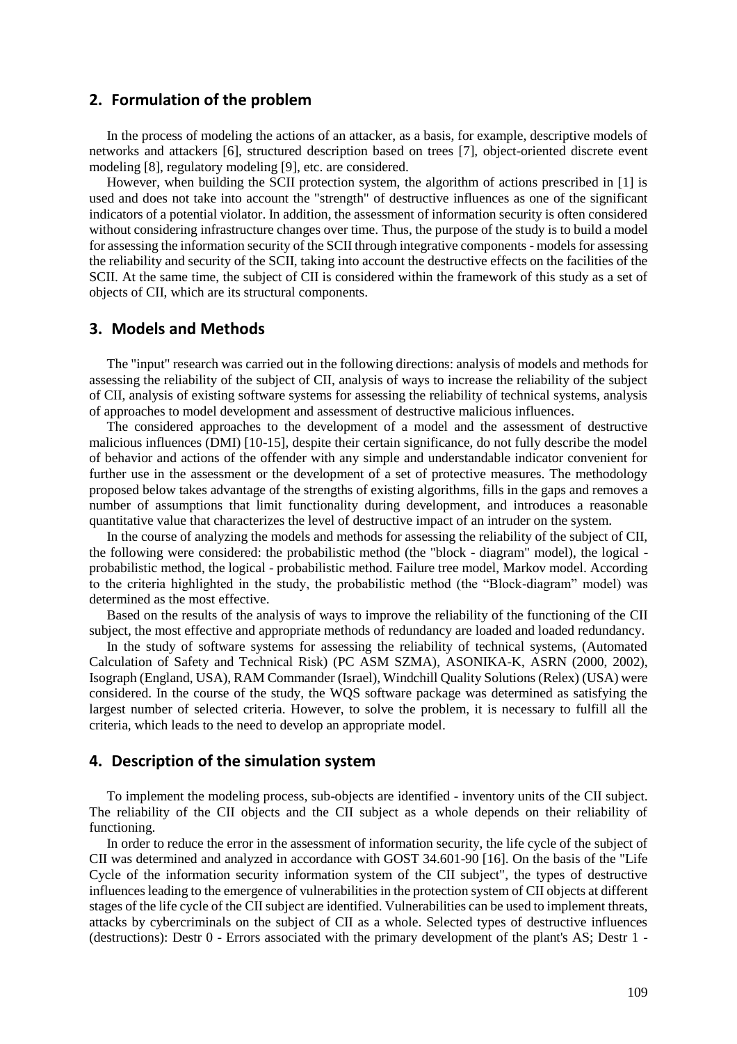## 2. Formulation of the problem

In the process of modeling the actions of an attacker, as a basis, for example, descriptive models of networks and attackers [6], structured description based on trees [7], object-oriented discrete event modeling [8], regulatory modeling [9], etc. are considered.

However, when building the SCII protection system, the algorithm of actions prescribed in [1] is used and does not take into account the "strength" of destructive influences as one of the significant indicators of a potential violator. In addition, the assessment of information security is often considered without considering infrastructure changes over time. Thus, the purpose of the study is to build a model for assessing the information security of the SCII through integrative components - models for assessing the reliability and security of the SCII, taking into account the destructive effects on the facilities of the SCII. At the same time, the subject of CII is considered within the framework of this study as a set of objects of CII, which are its structural components.

## 3. Models and Methods

The "input" research was carried out in the following directions: analysis of models and methods for assessing the reliability of the subject of CII, analysis of ways to increase the reliability of the subject of CII, analysis of existing software systems for assessing the reliability of technical systems, analysis of approaches to model development and assessment of destructive malicious influences.

The considered approaches to the development of a model and the assessment of destructive malicious influences (DMI) [10-15], despite their certain significance, do not fully describe the model of behavior and actions of the offender with any simple and understandable indicator convenient for further use in the assessment or the development of a set of protective measures. The methodology proposed below takes advantage of the strengths of existing algorithms, fills in the gaps and removes a number of assumptions that limit functionality during development, and introduces a reasonable quantitative value that characterizes the level of destructive impact of an intruder on the system.

In the course of analyzing the models and methods for assessing the reliability of the subject of CII, the following were considered: the probabilistic method (the "block - diagram" model), the logical - probabilistic method, the logical - probabilistic method. Failure tree model, Markov model. According to the criteria highlighted in the study, the probabilistic method (the "Block-diagram" model) was determined as the most effective.

Based on the results of the analysis of ways to improve the reliability of the functioning of the CII subject, the most effective and appropriate methods of redundancy are loaded and loaded redundancy.

In the study of software systems for assessing the reliability of technical systems, (Automated Calculation of Safety and Technical Risk) (PC ASM SZMA), ASONIKA-K, ASRN (2000, 2002), Isograph (England, USA), RAM Commander (Israel), Windchill Quality Solutions (Relex) (USA) were considered. In the course of the study, the WQS software package was determined as satisfying the largest number of selected criteria. However, to solve the problem, it is necessary to fulfill all the criteria, which leads to the need to develop an appropriate model.

## 4. Description of the simulation system

To implement the modeling process, sub-objects are identified - inventory units of the CII subject. The reliability of the CII objects and the CII subject as a whole depends on their reliability of functioning.

In order to reduce the error in the assessment of information security, the life cycle of the subject of CII was determined and analyzed in accordance with GOST 34.601-90 [16]. On the basis of the "Life Cycle of the information security information system of the CII subject", the types of destructive influences leading to the emergence of vulnerabilities in the protection system of CII objects at different stages of the life cycle of the CII subject are identified. Vulnerabilities can be used to implement threats, attacks by cybercriminals on the subject of CII as a whole. Selected types of destructive influences (destructions): Destr 0 - Errors associated with the primary development of the plant's AS; Destr 1 -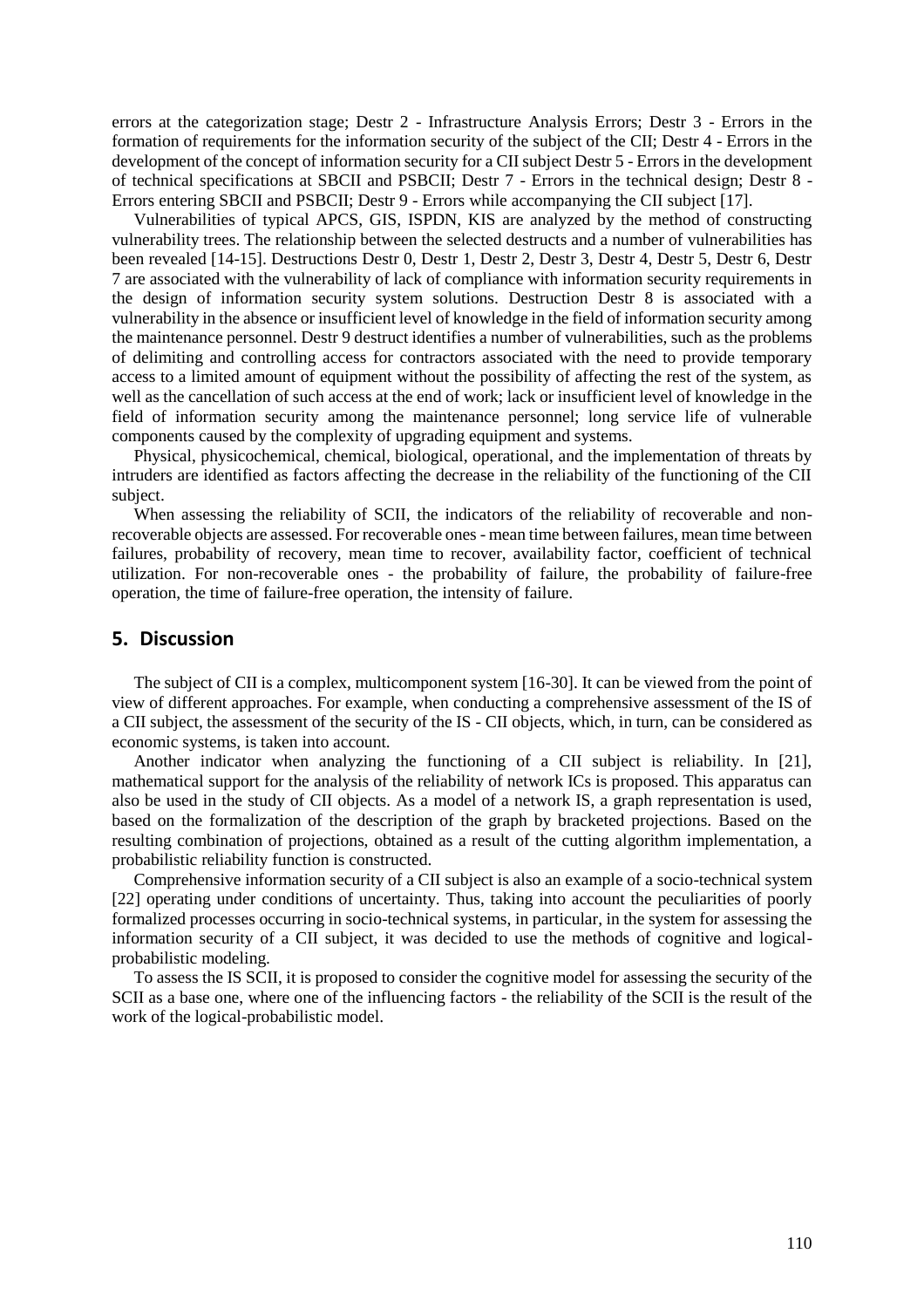errors at the categorization stage; Destr 2 - Infrastructure Analysis Errors; Destr 3 - Errors in the formation of requirements for the information security of the subject of the CII; Destr 4 - Errors in the development of the concept of information security for a CII subject Destr 5 - Errors in the development of technical specifications at SBCII and PSBCII; Destr 7 - Errors in the technical design; Destr 8 - Errors entering SBCII and PSBCII; Destr 9 - Errors while accompanying the CII subject [17].

Vulnerabilities of typical APCS, GIS, ISPDN, KIS are analyzed by the method of constructing vulnerability trees. The relationship between the selected destructs and a number of vulnerabilities has been revealed [14-15]. Destructions Destr 0, Destr 1, Destr 2, Destr 3, Destr 4, Destr 5, Destr 6, Destr 7 are associated with the vulnerability of lack of compliance with information security requirements in the design of information security system solutions. Destruction Destr 8 is associated with a vulnerability in the absence or insufficient level of knowledge in the field of information security among the maintenance personnel. Destr 9 destruct identifies a number of vulnerabilities, such as the problems of delimiting and controlling access for contractors associated with the need to provide temporary access to a limited amount of equipment without the possibility of affecting the rest of the system, as well as the cancellation of such access at the end of work; lack or insufficient level of knowledge in the field of information security among the maintenance personnel; long service life of vulnerable components caused by the complexity of upgrading equipment and systems.

Physical, physicochemical, chemical, biological, operational, and the implementation of threats by intruders are identified as factors affecting the decrease in the reliability of the functioning of the CII subject.

When assessing the reliability of SCII, the indicators of the reliability of recoverable and non-recoverable objects are assessed. For recoverable ones - mean time between failures, mean time between failures, probability of recovery, mean time to recover, availability factor, coefficient of technical utilization. For non-recoverable ones - the probability of failure, the probability of failure-free operation, the time of failure-free operation, the intensity of failure.

## 5. Discussion

The subject of CII is a complex, multicomponent system [16-30]. It can be viewed from the point of view of different approaches. For example, when conducting a comprehensive assessment of the IS of a CII subject, the assessment of the security of the IS - CII objects, which, in turn, can be considered as economic systems, is taken into account.

Another indicator when analyzing the functioning of a CII subject is reliability. In [21], mathematical support for the analysis of the reliability of network ICs is proposed. This apparatus can also be used in the study of CII objects. As a model of a network IS, a graph representation is used, based on the formalization of the description of the graph by bracketed projections. Based on the resulting combination of projections, obtained as a result of the cutting algorithm implementation, a probabilistic reliability function is constructed.

Comprehensive information security of a CII subject is also an example of a socio-technical system [22] operating under conditions of uncertainty. Thus, taking into account the peculiarities of poorly formalized processes occurring in socio-technical systems, in particular, in the system for assessing the information security of a CII subject, it was decided to use the methods of cognitive and logical-probabilistic modeling.

To assess the IS SCII, it is proposed to consider the cognitive model for assessing the security of the SCII as a base one, where one of the influencing factors - the reliability of the SCII is the result of the work of the logical-probabilistic model.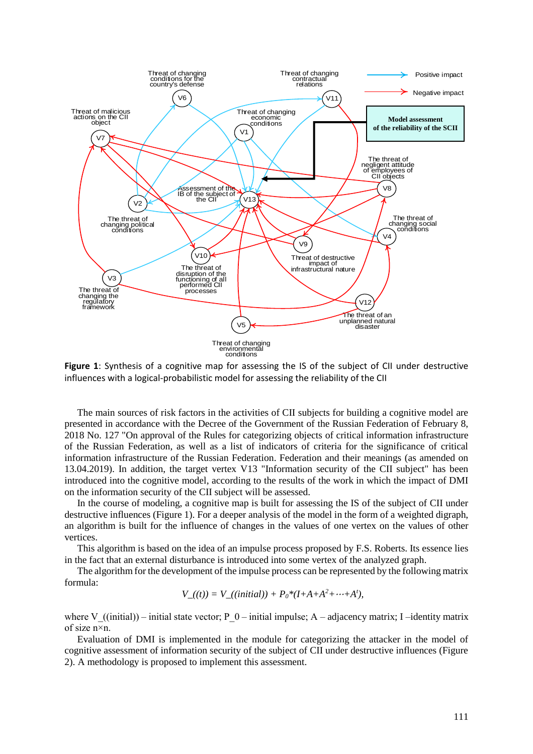**Figure 1**: Synthesis of a cognitive map for assessing the IS of the subject of CII under destructive influences with a logical-probabilistic model for assessing the reliability of the CII

The main sources of risk factors in the activities of CII subjects for building a cognitive model are presented in accordance with the Decree of the Government of the Russian Federation of February 8, 2018 No. 127 "On approval of the Rules for categorizing objects of critical information infrastructure of the Russian Federation, as well as a list of indicators of criteria for the significance of critical information infrastructure of the Russian Federation. Federation and their meanings (as amended on 13.04.2019). In addition, the target vertex V13 "Information security of the CII subject" has been introduced into the cognitive model, according to the results of the work in which the impact of DMI on the information security of the CII subject will be assessed.

In the course of modeling, a cognitive map is built for assessing the IS of the subject of CII under destructive influences (Figure 1). For a deeper analysis of the model in the form of a weighted digraph, an algorithm is built for the influence of changes in the values of one vertex on the values of other vertices.

This algorithm is based on the idea of an impulse process proposed by F.S. Roberts. Its essence lies in the fact that an external disturbance is introduced into some vertex of the analyzed graph.

The algorithm for the development of the impulse process can be represented by the following matrix formula:

$$V\_((t)) = V\_((initial)) + P_0*(I+A+A^2+\cdots+A^t),$$

where V_((initial)) – initial state vector; P_0 – initial impulse; A – adjacency matrix; I –identity matrix of size n×n.

Evaluation of DMI is implemented in the module for categorizing the attacker in the model of cognitive assessment of information security of the subject of CII under destructive influences (Figure 2). A methodology is proposed to implement this assessment.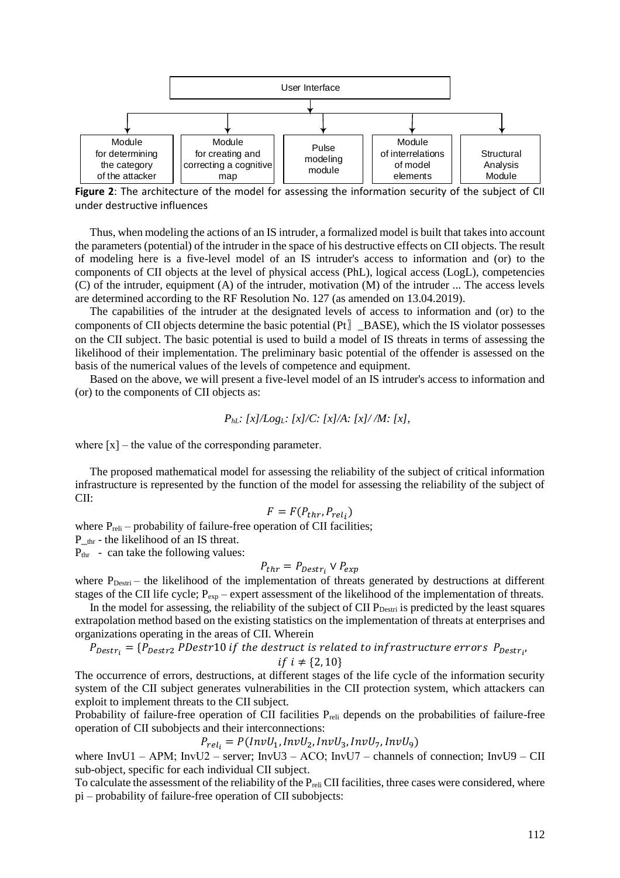User Interface

Module for determining the category of the attacker | Module for creating and correcting a cognitive map | Pulse modeling module | Module of interrelations of model elements | Structural Analysis Module

**Figure 2**: The architecture of the model for assessing the information security of the subject of CII under destructive influences

Thus, when modeling the actions of an IS intruder, a formalized model is built that takes into account the parameters (potential) of the intruder in the space of his destructive effects on CII objects. The result of modeling here is a five-level model of an IS intruder's access to information and (or) to the components of CII objects at the level of physical access (PhL), logical access (LogL), competencies (C) of the intruder, equipment (A) of the intruder, motivation (M) of the intruder ... The access levels are determined according to the RF Resolution No. 127 (as amended on 13.04.2019).

The capabilities of the intruder at the designated levels of access to information and (or) to the components of CII objects determine the basic potential (Pt〗_BASE), which the IS violator possesses on the CII subject. The basic potential is used to build a model of IS threats in terms of assessing the likelihood of their implementation. The preliminary basic potential of the offender is assessed on the basis of the numerical values of the levels of competence and equipment.

Based on the above, we will present a five-level model of an IS intruder's access to information and (or) to the components of CII objects as:

$$P_{hL}: [x]/Log_L: [x]/C: [x]/A: [x]/ /M: [x],$$

where [x] – the value of the corresponding parameter.

The proposed mathematical model for assessing the reliability of the subject of critical information infrastructure is represented by the function of the model for assessing the reliability of the subject of CII:

$$F = F(P_{thr}, P_{rel_i})$$

where $P_{reli}$ – probability of failure-free operation of CII facilities;
$P_{\_thr}$ - the likelihood of an IS threat.
$P_{thr}$ - can take the following values:

$$P_{thr} = P_{Destr_i} \vee P_{exp}$$

where $P_{Destri}$ – the likelihood of the implementation of threats generated by destructions at different stages of the CII life cycle; $P_{exp}$ – expert assessment of the likelihood of the implementation of threats.

In the model for assessing, the reliability of the subject of CII $P_{Destri}$ is predicted by the least squares extrapolation method based on the existing statistics on the implementation of threats at enterprises and organizations operating in the areas of CII. Wherein

$$P_{Destr_i} = \{P_{Destr2}\ PDestr10\ \text{if the destruct is related to infrastructure errors}\ P_{Destr_i},\ \text{if}\ i \neq \{2, 10\}$$

The occurrence of errors, destructions, at different stages of the life cycle of the information security system of the CII subject generates vulnerabilities in the CII protection system, which attackers can exploit to implement threats to the CII subject.

Probability of failure-free operation of CII facilities $P_{reli}$ depends on the probabilities of failure-free operation of CII subobjects and their interconnections:

$$P_{rel_i} = P(InvU_1, InvU_2, InvU_3, InvU_7, InvU_9)$$

where InvU1 – APM; InvU2 – server; InvU3 – ACO; InvU7 – channels of connection; InvU9 – CII sub-object, specific for each individual CII subject.

To calculate the assessment of the reliability of the $P_{reli}$ CII facilities, three cases were considered, where pi – probability of failure-free operation of CII subobjects: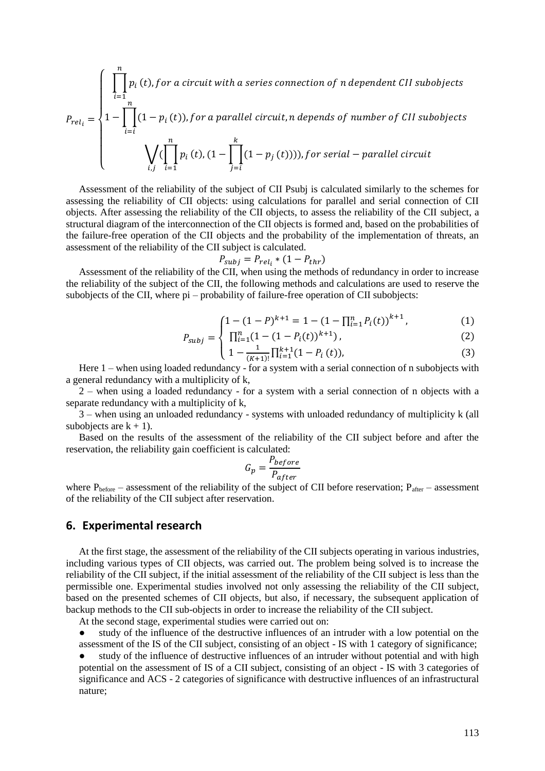$$P_{rel_i} = \begin{cases} \prod_{i=1}^{n} p_i\,(t), for\ a\ circuit\ with\ a\ series\ connection\ of\ n\ dependent\ CII\ subobjects \\ 1 - \prod_{i=i}^{n} (1 - p_i\,(t)), for\ a\ parallel\ circuit, n\ depends\ of\ number\ of\ CII\ subobjects \\ \bigvee_{i,j} (\prod_{i=1}^{n} p_i\,(t), (1 - \prod_{j=i}^{k} (1 - p_j\,(t)))), for\ serial - parallel\ circuit \end{cases}$$

Assessment of the reliability of the subject of CII Psubj is calculated similarly to the schemes for assessing the reliability of CII objects: using calculations for parallel and serial connection of CII objects. After assessing the reliability of the CII objects, to assess the reliability of the CII subject, a structural diagram of the interconnection of the CII objects is formed and, based on the probabilities of the failure-free operation of the CII objects and the probability of the implementation of threats, an assessment of the reliability of the CII subject is calculated.

$$P_{subj} = P_{rel_i} * (1 - P_{thr})$$

Assessment of the reliability of the CII, when using the methods of redundancy in order to increase the reliability of the subject of the CII, the following methods and calculations are used to reserve the subobjects of the CII, where pi – probability of failure-free operation of CII subobjects:

$$P_{subj} = \begin{cases} 1 - (1 - P)^{k+1} = 1 - (1 - \prod_{i=1}^{n} P_i(t))^{k+1}, & (1) \\ \prod_{i=1}^{n} (1 - (1 - P_i(t))^{k+1}), & (2) \\ 1 - \frac{1}{(K+1)!} \prod_{i=1}^{k+1} (1 - P_i\,(t)), & (3) \end{cases}$$

Here 1 – when using loaded redundancy - for a system with a serial connection of n subobjects with a general redundancy with a multiplicity of k,

2 – when using a loaded redundancy - for a system with a serial connection of n objects with a separate redundancy with a multiplicity of k,

3 – when using an unloaded redundancy - systems with unloaded redundancy of multiplicity k (all subobjects are k + 1).

Based on the results of the assessment of the reliability of the CII subject before and after the reservation, the reliability gain coefficient is calculated:

$$G_p = \frac{P_{before}}{P_{after}}$$

where $P_{before}$ – assessment of the reliability of the subject of CII before reservation; $P_{after}$ – assessment of the reliability of the CII subject after reservation.

## 6. Experimental research

At the first stage, the assessment of the reliability of the CII subjects operating in various industries, including various types of CII objects, was carried out. The problem being solved is to increase the reliability of the CII subject, if the initial assessment of the reliability of the CII subject is less than the permissible one. Experimental studies involved not only assessing the reliability of the CII subject, based on the presented schemes of CII objects, but also, if necessary, the subsequent application of backup methods to the CII sub-objects in order to increase the reliability of the CII subject.

At the second stage, experimental studies were carried out on:

- study of the influence of the destructive influences of an intruder with a low potential on the assessment of the IS of the CII subject, consisting of an object - IS with 1 category of significance;
- study of the influence of destructive influences of an intruder without potential and with high potential on the assessment of IS of a CII subject, consisting of an object - IS with 3 categories of significance and ACS - 2 categories of significance with destructive influences of an infrastructural nature;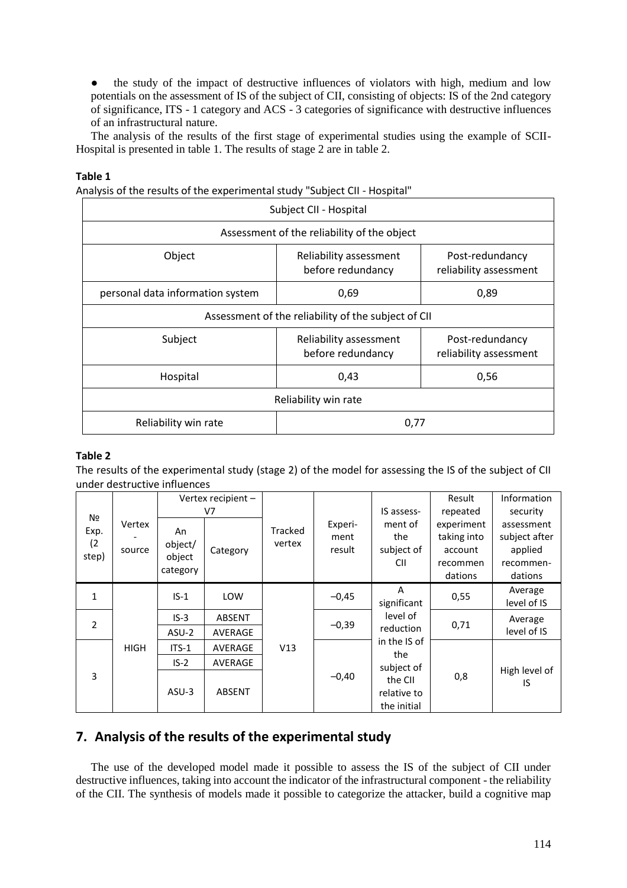- the study of the impact of destructive influences of violators with high, medium and low potentials on the assessment of IS of the subject of CII, consisting of objects: IS of the 2nd category of significance, ITS - 1 category and ACS - 3 categories of significance with destructive influences of an infrastructural nature.

The analysis of the results of the first stage of experimental studies using the example of SCII-Hospital is presented in table 1. The results of stage 2 are in table 2.

**Table 1**

Analysis of the results of the experimental study "Subject CII - Hospital"

| Subject CII - Hospital | | |
|---|---|---|
| Assessment of the reliability of the object | | |
| Object | Reliability assessment before redundancy | Post-redundancy reliability assessment |
| personal data information system | 0,69 | 0,89 |
| Assessment of the reliability of the subject of CII | | |
| Subject | Reliability assessment before redundancy | Post-redundancy reliability assessment |
| Hospital | 0,43 | 0,56 |
| Reliability win rate | | |
| Reliability win rate | 0,77 | |

**Table 2**

The results of the experimental study (stage 2) of the model for assessing the IS of the subject of CII under destructive influences

| № Exp. (2 step) | Vertex - source | Vertex recipient – V7 | | Tracked vertex | Experi-ment result | IS assess-ment of the subject of CII | Result repeated experiment taking into account recommen dations | Information security assessment subject after applied recommen-dations |
|---|---|---|---|---|---|---|---|---|
| | | An object/ object category | Category | | | | | |
| 1 | HIGH | IS-1 | LOW | V13 | –0,45 | A significant level of reduction in the IS of the subject of the CII relative to the initial | 0,55 | Average level of IS |
| 2 | | IS-3 | ABSENT | | –0,39 | | 0,71 | Average level of IS |
| | | ASU-2 | AVERAGE | | | | | |
| 3 | | ITS-1 | AVERAGE | | –0,40 | | 0,8 | High level of IS |
| | | IS-2 | AVERAGE | | | | | |
| | | ASU-3 | ABSENT | | | | | |

## 7. Analysis of the results of the experimental study

The use of the developed model made it possible to assess the IS of the subject of CII under destructive influences, taking into account the indicator of the infrastructural component - the reliability of the CII. The synthesis of models made it possible to categorize the attacker, build a cognitive map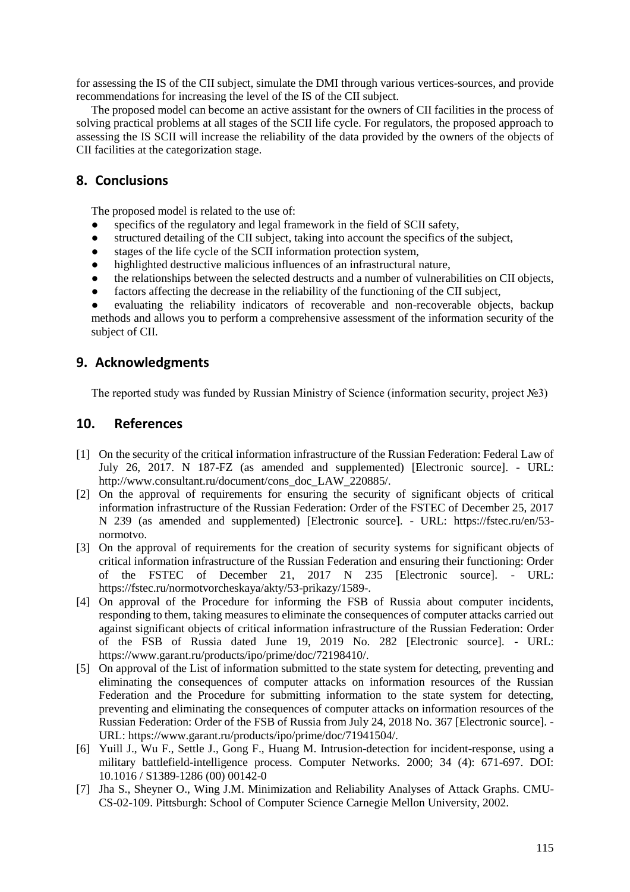for assessing the IS of the CII subject, simulate the DMI through various vertices-sources, and provide recommendations for increasing the level of the IS of the CII subject.

The proposed model can become an active assistant for the owners of CII facilities in the process of solving practical problems at all stages of the SCII life cycle. For regulators, the proposed approach to assessing the IS SCII will increase the reliability of the data provided by the owners of the objects of CII facilities at the categorization stage.

## 8. Conclusions

The proposed model is related to the use of:

- specifics of the regulatory and legal framework in the field of SCII safety,
- structured detailing of the CII subject, taking into account the specifics of the subject,
- stages of the life cycle of the SCII information protection system,
- highlighted destructive malicious influences of an infrastructural nature,
- the relationships between the selected destructs and a number of vulnerabilities on CII objects,
- factors affecting the decrease in the reliability of the functioning of the CII subject,
- evaluating the reliability indicators of recoverable and non-recoverable objects, backup methods and allows you to perform a comprehensive assessment of the information security of the subject of CII.

## 9. Acknowledgments

The reported study was funded by Russian Ministry of Science (information security, project №3)

## 10. References

[1] On the security of the critical information infrastructure of the Russian Federation: Federal Law of July 26, 2017. N 187-FZ (as amended and supplemented) [Electronic source]. - URL: http://www.consultant.ru/document/cons_doc_LAW_220885/.

[2] On the approval of requirements for ensuring the security of significant objects of critical information infrastructure of the Russian Federation: Order of the FSTEC of December 25, 2017 N 239 (as amended and supplemented) [Electronic source]. - URL: https://fstec.ru/en/53-normotvo.

[3] On the approval of requirements for the creation of security systems for significant objects of critical information infrastructure of the Russian Federation and ensuring their functioning: Order of the FSTEC of December 21, 2017 N 235 [Electronic source]. - URL: https://fstec.ru/normotvorcheskaya/akty/53-prikazy/1589-.

[4] On approval of the Procedure for informing the FSB of Russia about computer incidents, responding to them, taking measures to eliminate the consequences of computer attacks carried out against significant objects of critical information infrastructure of the Russian Federation: Order of the FSB of Russia dated June 19, 2019 No. 282 [Electronic source]. - URL: https://www.garant.ru/products/ipo/prime/doc/72198410/.

[5] On approval of the List of information submitted to the state system for detecting, preventing and eliminating the consequences of computer attacks on information resources of the Russian Federation and the Procedure for submitting information to the state system for detecting, preventing and eliminating the consequences of computer attacks on information resources of the Russian Federation: Order of the FSB of Russia from July 24, 2018 No. 367 [Electronic source]. - URL: https://www.garant.ru/products/ipo/prime/doc/71941504/.

[6] Yuill J., Wu F., Settle J., Gong F., Huang M. Intrusion-detection for incident-response, using a military battlefield-intelligence process. Computer Networks. 2000; 34 (4): 671-697. DOI: 10.1016 / S1389-1286 (00) 00142-0

[7] Jha S., Sheyner O., Wing J.M. Minimization and Reliability Analyses of Attack Graphs. CMU-CS-02-109. Pittsburgh: School of Computer Science Carnegie Mellon University, 2002.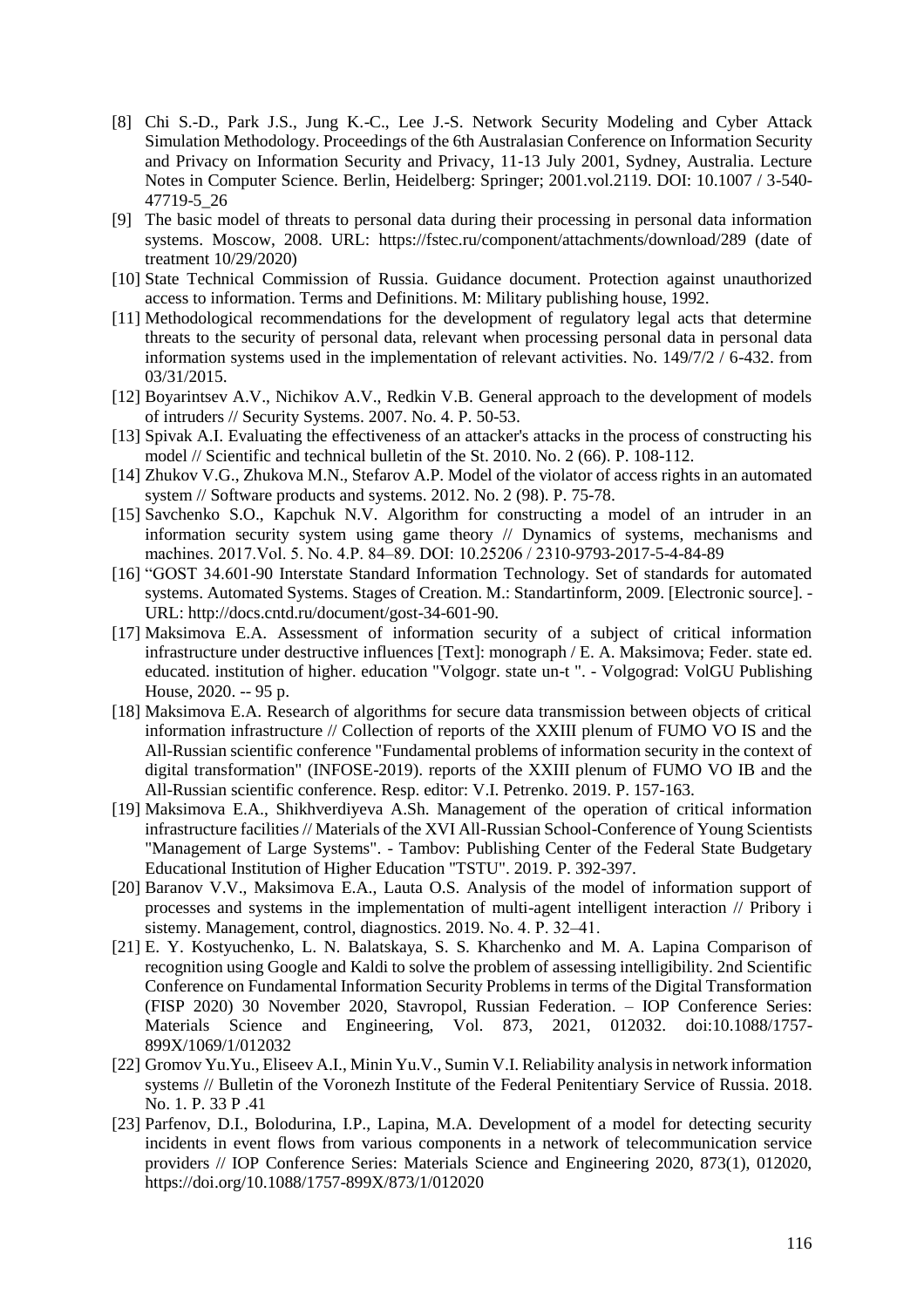[8] Chi S.-D., Park J.S., Jung K.-C., Lee J.-S. Network Security Modeling and Cyber Attack Simulation Methodology. Proceedings of the 6th Australasian Conference on Information Security and Privacy on Information Security and Privacy, 11-13 July 2001, Sydney, Australia. Lecture Notes in Computer Science. Berlin, Heidelberg: Springer; 2001.vol.2119. DOI: 10.1007 / 3-540-47719-5_26

[9] The basic model of threats to personal data during their processing in personal data information systems. Moscow, 2008. URL: https://fstec.ru/component/attachments/download/289 (date of treatment 10/29/2020)

[10] State Technical Commission of Russia. Guidance document. Protection against unauthorized access to information. Terms and Definitions. M: Military publishing house, 1992.

[11] Methodological recommendations for the development of regulatory legal acts that determine threats to the security of personal data, relevant when processing personal data in personal data information systems used in the implementation of relevant activities. No. 149/7/2 / 6-432. from 03/31/2015.

[12] Boyarintsev A.V., Nichikov A.V., Redkin V.B. General approach to the development of models of intruders // Security Systems. 2007. No. 4. P. 50-53.

[13] Spivak A.I. Evaluating the effectiveness of an attacker's attacks in the process of constructing his model // Scientific and technical bulletin of the St. 2010. No. 2 (66). P. 108-112.

[14] Zhukov V.G., Zhukova M.N., Stefarov A.P. Model of the violator of access rights in an automated system // Software products and systems. 2012. No. 2 (98). P. 75-78.

[15] Savchenko S.O., Kapchuk N.V. Algorithm for constructing a model of an intruder in an information security system using game theory // Dynamics of systems, mechanisms and machines. 2017.Vol. 5. No. 4.P. 84–89. DOI: 10.25206 / 2310-9793-2017-5-4-84-89

[16] "GOST 34.601-90 Interstate Standard Information Technology. Set of standards for automated systems. Automated Systems. Stages of Creation. M.: Standartinform, 2009. [Electronic source]. - URL: http://docs.cntd.ru/document/gost-34-601-90.

[17] Maksimova E.A. Assessment of information security of a subject of critical information infrastructure under destructive influences [Text]: monograph / E. A. Maksimova; Feder. state ed. educated. institution of higher. education "Volgogr. state un-t ". - Volgograd: VolGU Publishing House, 2020. -- 95 p.

[18] Maksimova E.A. Research of algorithms for secure data transmission between objects of critical information infrastructure // Collection of reports of the XXIII plenum of FUMO VO IS and the All-Russian scientific conference "Fundamental problems of information security in the context of digital transformation" (INFOSE-2019). reports of the XXIII plenum of FUMO VO IB and the All-Russian scientific conference. Resp. editor: V.I. Petrenko. 2019. P. 157-163.

[19] Maksimova E.A., Shikhverdiyeva A.Sh. Management of the operation of critical information infrastructure facilities // Materials of the XVI All-Russian School-Conference of Young Scientists "Management of Large Systems". - Tambov: Publishing Center of the Federal State Budgetary Educational Institution of Higher Education "TSTU". 2019. P. 392-397.

[20] Baranov V.V., Maksimova E.A., Lauta O.S. Analysis of the model of information support of processes and systems in the implementation of multi-agent intelligent interaction // Pribory i sistemy. Management, control, diagnostics. 2019. No. 4. P. 32–41.

[21] E. Y. Kostyuchenko, L. N. Balatskaya, S. S. Kharchenko and M. A. Lapina Comparison of recognition using Google and Kaldi to solve the problem of assessing intelligibility. 2nd Scientific Conference on Fundamental Information Security Problems in terms of the Digital Transformation (FISP 2020) 30 November 2020, Stavropol, Russian Federation. – IOP Conference Series: Materials Science and Engineering, Vol. 873, 2021, 012032. doi:10.1088/1757-899X/1069/1/012032

[22] Gromov Yu.Yu., Eliseev A.I., Minin Yu.V., Sumin V.I. Reliability analysis in network information systems // Bulletin of the Voronezh Institute of the Federal Penitentiary Service of Russia. 2018. No. 1. P. 33 P .41

[23] Parfenov, D.I., Bolodurina, I.P., Lapina, M.A. Development of a model for detecting security incidents in event flows from various components in a network of telecommunication service providers // IOP Conference Series: Materials Science and Engineering 2020, 873(1), 012020, https://doi.org/10.1088/1757-899X/873/1/012020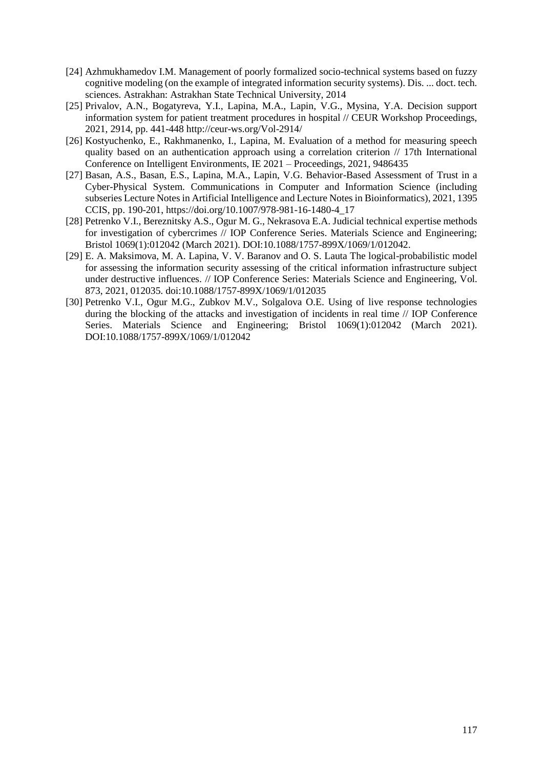[24] Azhmukhamedov I.M. Management of poorly formalized socio-technical systems based on fuzzy cognitive modeling (on the example of integrated information security systems). Dis. ... doct. tech. sciences. Astrakhan: Astrakhan State Technical University, 2014

[25] Privalov, A.N., Bogatyreva, Y.I., Lapina, M.A., Lapin, V.G., Mysina, Y.A. Decision support information system for patient treatment procedures in hospital // CEUR Workshop Proceedings, 2021, 2914, pp. 441-448 http://ceur-ws.org/Vol-2914/

[26] Kostyuchenko, E., Rakhmanenko, I., Lapina, M. Evaluation of a method for measuring speech quality based on an authentication approach using a correlation criterion // 17th International Conference on Intelligent Environments, IE 2021 – Proceedings, 2021, 9486435

[27] Basan, A.S., Basan, E.S., Lapina, M.A., Lapin, V.G. Behavior-Based Assessment of Trust in a Cyber-Physical System. Communications in Computer and Information Science (including subseries Lecture Notes in Artificial Intelligence and Lecture Notes in Bioinformatics), 2021, 1395 CCIS, pp. 190-201, https://doi.org/10.1007/978-981-16-1480-4_17

[28] Petrenko V.I., Bereznitsky A.S., Ogur M. G., Nekrasova E.A. Judicial technical expertise methods for investigation of cybercrimes // IOP Conference Series. Materials Science and Engineering; Bristol 1069(1):012042 (March 2021). DOI:10.1088/1757-899X/1069/1/012042.

[29] E. A. Maksimova, M. A. Lapina, V. V. Baranov and O. S. Lauta The logical-probabilistic model for assessing the information security assessing of the critical information infrastructure subject under destructive influences. // IOP Conference Series: Materials Science and Engineering, Vol. 873, 2021, 012035. doi:10.1088/1757-899X/1069/1/012035

[30] Petrenko V.I., Ogur M.G., Zubkov M.V., Solgalova O.E. Using of live response technologies during the blocking of the attacks and investigation of incidents in real time // IOP Conference Series. Materials Science and Engineering; Bristol 1069(1):012042 (March 2021). DOI:10.1088/1757-899X/1069/1/012042